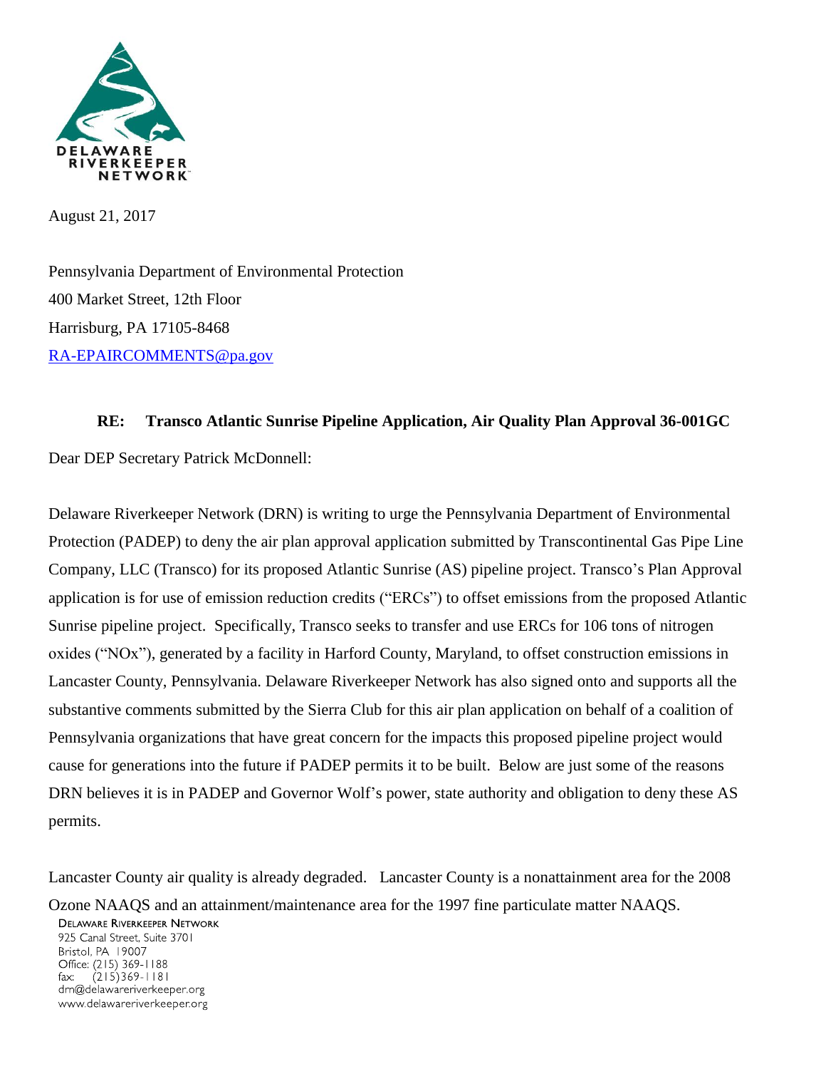DELAWARE RIVERKEEPER NETWORK

August 21, 2017

Pennsylvania Department of Environmental Protection
400 Market Street, 12th Floor
Harrisburg, PA 17105-8468
RA-EPAIRCOMMENTS@pa.gov

**RE: Transco Atlantic Sunrise Pipeline Application, Air Quality Plan Approval 36-001GC**

Dear DEP Secretary Patrick McDonnell:

Delaware Riverkeeper Network (DRN) is writing to urge the Pennsylvania Department of Environmental Protection (PADEP) to deny the air plan approval application submitted by Transcontinental Gas Pipe Line Company, LLC (Transco) for its proposed Atlantic Sunrise (AS) pipeline project. Transco's Plan Approval application is for use of emission reduction credits ("ERCs") to offset emissions from the proposed Atlantic Sunrise pipeline project. Specifically, Transco seeks to transfer and use ERCs for 106 tons of nitrogen oxides ("NOx"), generated by a facility in Harford County, Maryland, to offset construction emissions in Lancaster County, Pennsylvania. Delaware Riverkeeper Network has also signed onto and supports all the substantive comments submitted by the Sierra Club for this air plan application on behalf of a coalition of Pennsylvania organizations that have great concern for the impacts this proposed pipeline project would cause for generations into the future if PADEP permits it to be built. Below are just some of the reasons DRN believes it is in PADEP and Governor Wolf's power, state authority and obligation to deny these AS permits.

Lancaster County air quality is already degraded. Lancaster County is a nonattainment area for the 2008 Ozone NAAQS and an attainment/maintenance area for the 1997 fine particulate matter NAAQS.

DELAWARE RIVERKEEPER NETWORK
925 Canal Street, Suite 3701
Bristol, PA 19007
Office: (215) 369-1188
fax: (215)369-1181
drn@delawareriverkeeper.org
www.delawareriverkeeper.org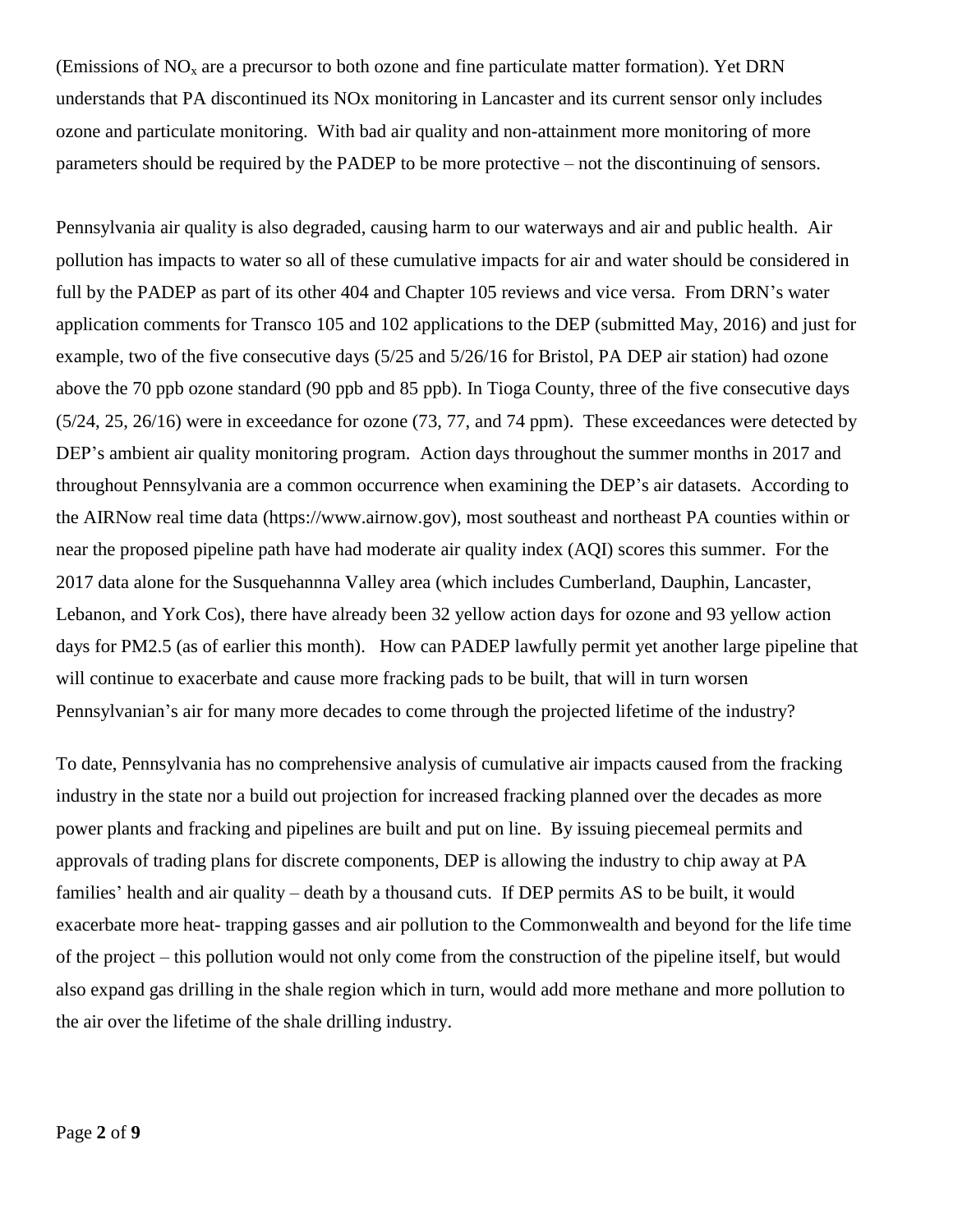(Emissions of $NO_x$ are a precursor to both ozone and fine particulate matter formation). Yet DRN understands that PA discontinued its NOx monitoring in Lancaster and its current sensor only includes ozone and particulate monitoring. With bad air quality and non-attainment more monitoring of more parameters should be required by the PADEP to be more protective – not the discontinuing of sensors.

Pennsylvania air quality is also degraded, causing harm to our waterways and air and public health. Air pollution has impacts to water so all of these cumulative impacts for air and water should be considered in full by the PADEP as part of its other 404 and Chapter 105 reviews and vice versa. From DRN's water application comments for Transco 105 and 102 applications to the DEP (submitted May, 2016) and just for example, two of the five consecutive days (5/25 and 5/26/16 for Bristol, PA DEP air station) had ozone above the 70 ppb ozone standard (90 ppb and 85 ppb). In Tioga County, three of the five consecutive days (5/24, 25, 26/16) were in exceedance for ozone (73, 77, and 74 ppm). These exceedances were detected by DEP's ambient air quality monitoring program. Action days throughout the summer months in 2017 and throughout Pennsylvania are a common occurrence when examining the DEP's air datasets. According to the AIRNow real time data (https://www.airnow.gov), most southeast and northeast PA counties within or near the proposed pipeline path have had moderate air quality index (AQI) scores this summer. For the 2017 data alone for the Susquehannna Valley area (which includes Cumberland, Dauphin, Lancaster, Lebanon, and York Cos), there have already been 32 yellow action days for ozone and 93 yellow action days for PM2.5 (as of earlier this month). How can PADEP lawfully permit yet another large pipeline that will continue to exacerbate and cause more fracking pads to be built, that will in turn worsen Pennsylvanian's air for many more decades to come through the projected lifetime of the industry?

To date, Pennsylvania has no comprehensive analysis of cumulative air impacts caused from the fracking industry in the state nor a build out projection for increased fracking planned over the decades as more power plants and fracking and pipelines are built and put on line. By issuing piecemeal permits and approvals of trading plans for discrete components, DEP is allowing the industry to chip away at PA families' health and air quality – death by a thousand cuts. If DEP permits AS to be built, it would exacerbate more heat- trapping gasses and air pollution to the Commonwealth and beyond for the life time of the project – this pollution would not only come from the construction of the pipeline itself, but would also expand gas drilling in the shale region which in turn, would add more methane and more pollution to the air over the lifetime of the shale drilling industry.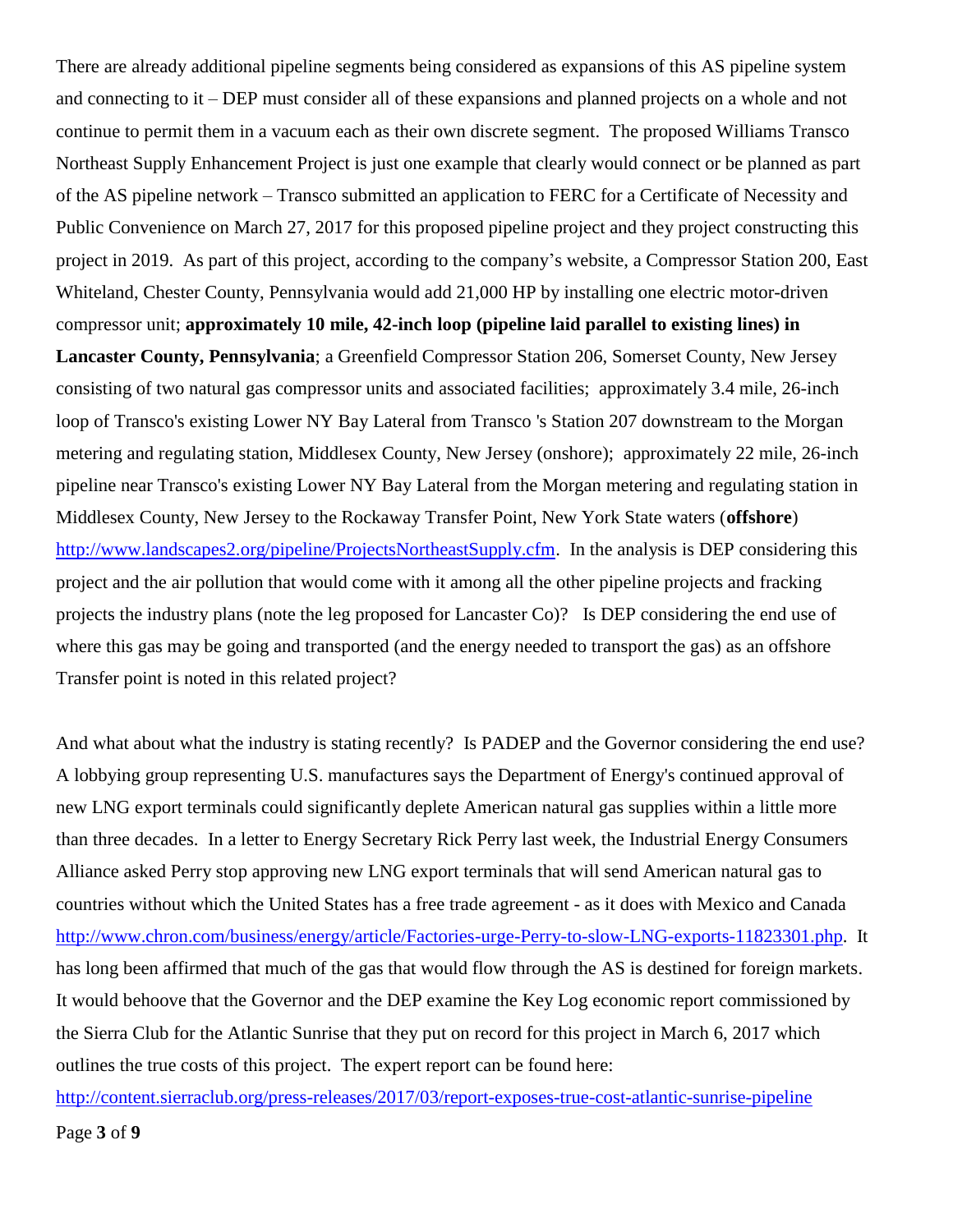There are already additional pipeline segments being considered as expansions of this AS pipeline system and connecting to it – DEP must consider all of these expansions and planned projects on a whole and not continue to permit them in a vacuum each as their own discrete segment. The proposed Williams Transco Northeast Supply Enhancement Project is just one example that clearly would connect or be planned as part of the AS pipeline network – Transco submitted an application to FERC for a Certificate of Necessity and Public Convenience on March 27, 2017 for this proposed pipeline project and they project constructing this project in 2019. As part of this project, according to the company's website, a Compressor Station 200, East Whiteland, Chester County, Pennsylvania would add 21,000 HP by installing one electric motor-driven compressor unit; **approximately 10 mile, 42-inch loop (pipeline laid parallel to existing lines) in Lancaster County, Pennsylvania**; a Greenfield Compressor Station 206, Somerset County, New Jersey consisting of two natural gas compressor units and associated facilities; approximately 3.4 mile, 26-inch loop of Transco's existing Lower NY Bay Lateral from Transco 's Station 207 downstream to the Morgan metering and regulating station, Middlesex County, New Jersey (onshore); approximately 22 mile, 26-inch pipeline near Transco's existing Lower NY Bay Lateral from the Morgan metering and regulating station in Middlesex County, New Jersey to the Rockaway Transfer Point, New York State waters (**offshore**) http://www.landscapes2.org/pipeline/ProjectsNortheastSupply.cfm. In the analysis is DEP considering this project and the air pollution that would come with it among all the other pipeline projects and fracking projects the industry plans (note the leg proposed for Lancaster Co)? Is DEP considering the end use of where this gas may be going and transported (and the energy needed to transport the gas) as an offshore Transfer point is noted in this related project?

And what about what the industry is stating recently? Is PADEP and the Governor considering the end use? A lobbying group representing U.S. manufactures says the Department of Energy's continued approval of new LNG export terminals could significantly deplete American natural gas supplies within a little more than three decades. In a letter to Energy Secretary Rick Perry last week, the Industrial Energy Consumers Alliance asked Perry stop approving new LNG export terminals that will send American natural gas to countries without which the United States has a free trade agreement - as it does with Mexico and Canada http://www.chron.com/business/energy/article/Factories-urge-Perry-to-slow-LNG-exports-11823301.php. It has long been affirmed that much of the gas that would flow through the AS is destined for foreign markets. It would behoove that the Governor and the DEP examine the Key Log economic report commissioned by the Sierra Club for the Atlantic Sunrise that they put on record for this project in March 6, 2017 which outlines the true costs of this project. The expert report can be found here: http://content.sierraclub.org/press-releases/2017/03/report-exposes-true-cost-atlantic-sunrise-pipeline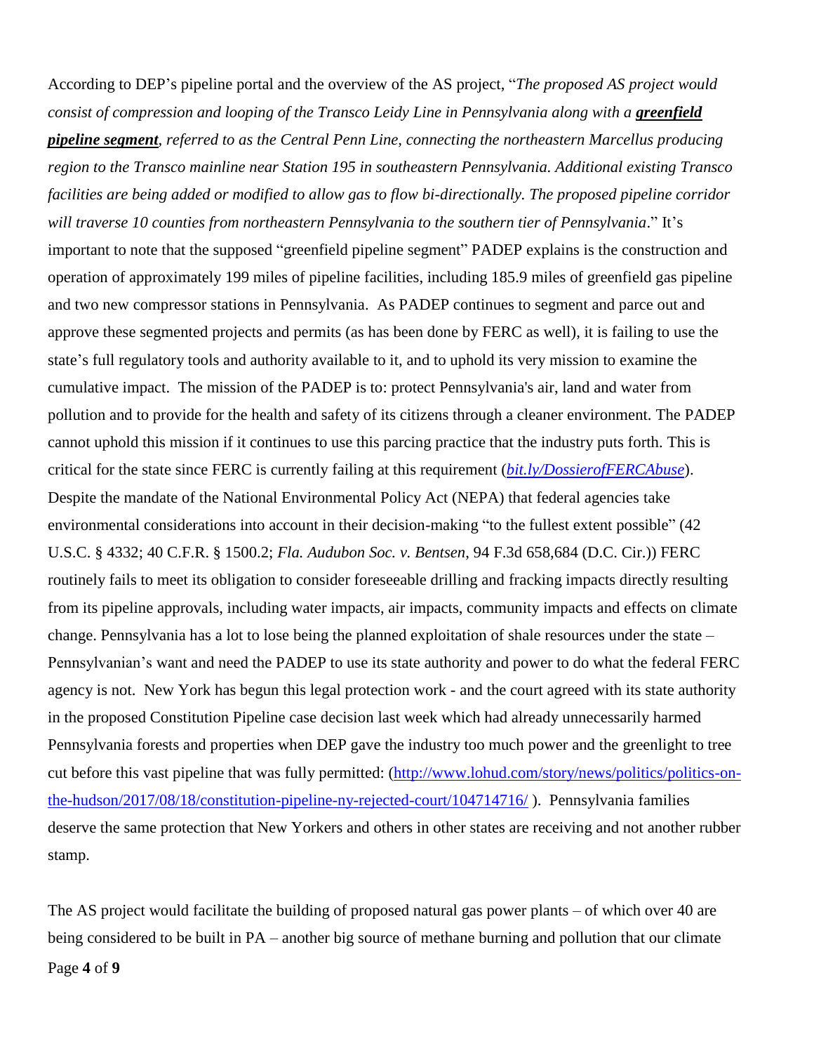According to DEP's pipeline portal and the overview of the AS project, "*The proposed AS project would consist of compression and looping of the Transco Leidy Line in Pennsylvania along with a **greenfield pipeline segment**, referred to as the Central Penn Line, connecting the northeastern Marcellus producing region to the Transco mainline near Station 195 in southeastern Pennsylvania. Additional existing Transco facilities are being added or modified to allow gas to flow bi-directionally. The proposed pipeline corridor will traverse 10 counties from northeastern Pennsylvania to the southern tier of Pennsylvania*." It's important to note that the supposed "greenfield pipeline segment" PADEP explains is the construction and operation of approximately 199 miles of pipeline facilities, including 185.9 miles of greenfield gas pipeline and two new compressor stations in Pennsylvania. As PADEP continues to segment and parce out and approve these segmented projects and permits (as has been done by FERC as well), it is failing to use the state's full regulatory tools and authority available to it, and to uphold its very mission to examine the cumulative impact. The mission of the PADEP is to: protect Pennsylvania's air, land and water from pollution and to provide for the health and safety of its citizens through a cleaner environment. The PADEP cannot uphold this mission if it continues to use this parcing practice that the industry puts forth. This is critical for the state since FERC is currently failing at this requirement (*bit.ly/DossierofFERCAbuse*). Despite the mandate of the National Environmental Policy Act (NEPA) that federal agencies take environmental considerations into account in their decision-making "to the fullest extent possible" (42 U.S.C. § 4332; 40 C.F.R. § 1500.2; *Fla. Audubon Soc. v. Bentsen*, 94 F.3d 658,684 (D.C. Cir.)) FERC routinely fails to meet its obligation to consider foreseeable drilling and fracking impacts directly resulting from its pipeline approvals, including water impacts, air impacts, community impacts and effects on climate change. Pennsylvania has a lot to lose being the planned exploitation of shale resources under the state – Pennsylvanian's want and need the PADEP to use its state authority and power to do what the federal FERC agency is not. New York has begun this legal protection work - and the court agreed with its state authority in the proposed Constitution Pipeline case decision last week which had already unnecessarily harmed Pennsylvania forests and properties when DEP gave the industry too much power and the greenlight to tree cut before this vast pipeline that was fully permitted: (http://www.lohud.com/story/news/politics/politics-on-the-hudson/2017/08/18/constitution-pipeline-ny-rejected-court/104714716/ ). Pennsylvania families deserve the same protection that New Yorkers and others in other states are receiving and not another rubber stamp.

The AS project would facilitate the building of proposed natural gas power plants – of which over 40 are being considered to be built in PA – another big source of methane burning and pollution that our climate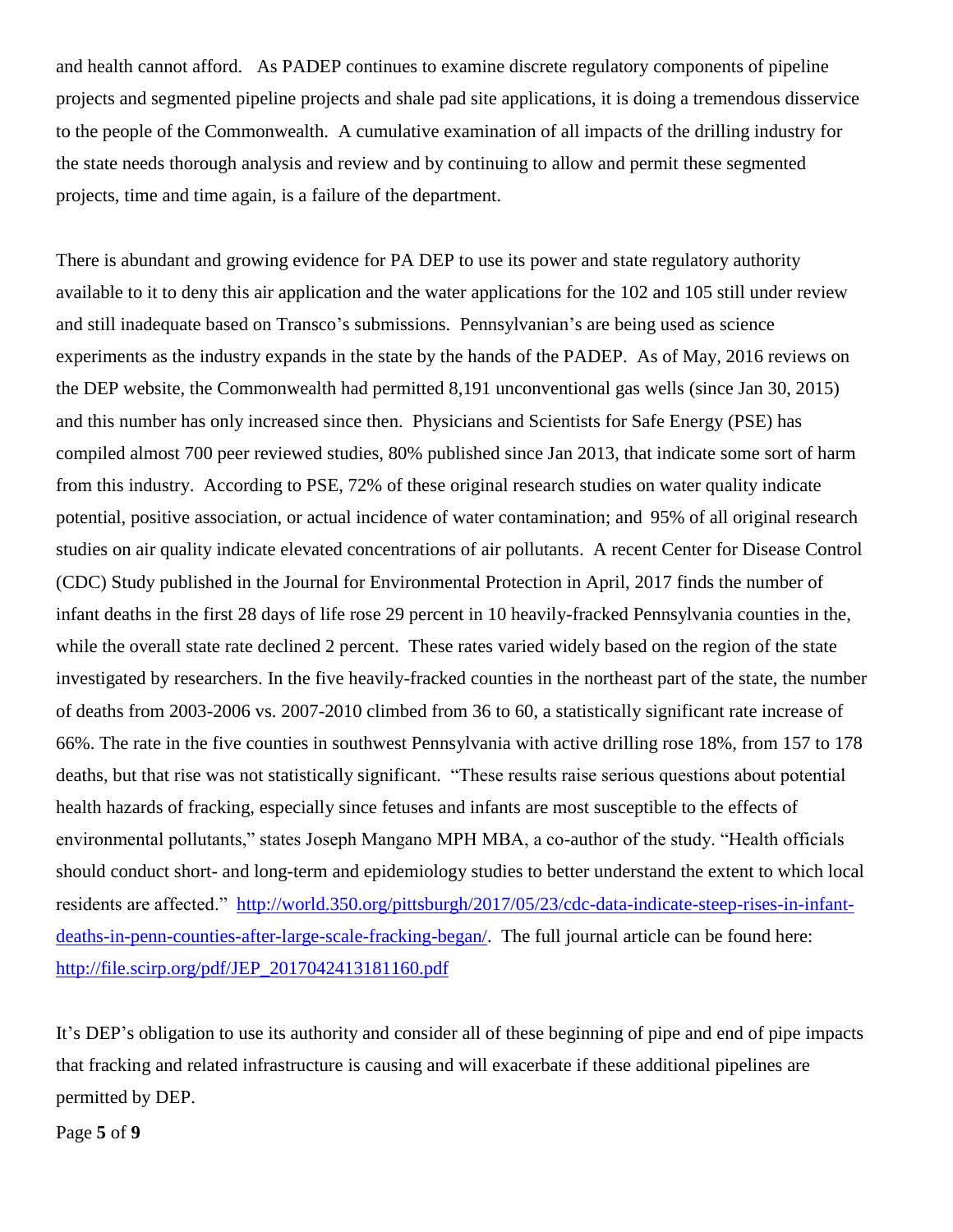and health cannot afford.   As PADEP continues to examine discrete regulatory components of pipeline projects and segmented pipeline projects and shale pad site applications, it is doing a tremendous disservice to the people of the Commonwealth.  A cumulative examination of all impacts of the drilling industry for the state needs thorough analysis and review and by continuing to allow and permit these segmented projects, time and time again, is a failure of the department.

There is abundant and growing evidence for PA DEP to use its power and state regulatory authority available to it to deny this air application and the water applications for the 102 and 105 still under review and still inadequate based on Transco's submissions.  Pennsylvanian's are being used as science experiments as the industry expands in the state by the hands of the PADEP.  As of May, 2016 reviews on the DEP website, the Commonwealth had permitted 8,191 unconventional gas wells (since Jan 30, 2015) and this number has only increased since then.  Physicians and Scientists for Safe Energy (PSE) has compiled almost 700 peer reviewed studies, 80% published since Jan 2013, that indicate some sort of harm from this industry.  According to PSE, 72% of these original research studies on water quality indicate potential, positive association, or actual incidence of water contamination; and  95% of all original research studies on air quality indicate elevated concentrations of air pollutants.  A recent Center for Disease Control (CDC) Study published in the Journal for Environmental Protection in April, 2017 finds the number of infant deaths in the first 28 days of life rose 29 percent in 10 heavily-fracked Pennsylvania counties in the, while the overall state rate declined 2 percent.  These rates varied widely based on the region of the state investigated by researchers. In the five heavily-fracked counties in the northeast part of the state, the number of deaths from 2003-2006 vs. 2007-2010 climbed from 36 to 60, a statistically significant rate increase of 66%. The rate in the five counties in southwest Pennsylvania with active drilling rose 18%, from 157 to 178 deaths, but that rise was not statistically significant.  "These results raise serious questions about potential health hazards of fracking, especially since fetuses and infants are most susceptible to the effects of environmental pollutants," states Joseph Mangano MPH MBA, a co-author of the study. "Health officials should conduct short- and long-term and epidemiology studies to better understand the extent to which local residents are affected."  [http://world.350.org/pittsburgh/2017/05/23/cdc-data-indicate-steep-rises-in-infant-deaths-in-penn-counties-after-large-scale-fracking-began/](http://world.350.org/pittsburgh/2017/05/23/cdc-data-indicate-steep-rises-in-infant-deaths-in-penn-counties-after-large-scale-fracking-began/).  The full journal article can be found here: [http://file.scirp.org/pdf/JEP_2017042413181160.pdf](http://file.scirp.org/pdf/JEP_2017042413181160.pdf)

It's DEP's obligation to use its authority and consider all of these beginning of pipe and end of pipe impacts that fracking and related infrastructure is causing and will exacerbate if these additional pipelines are permitted by DEP.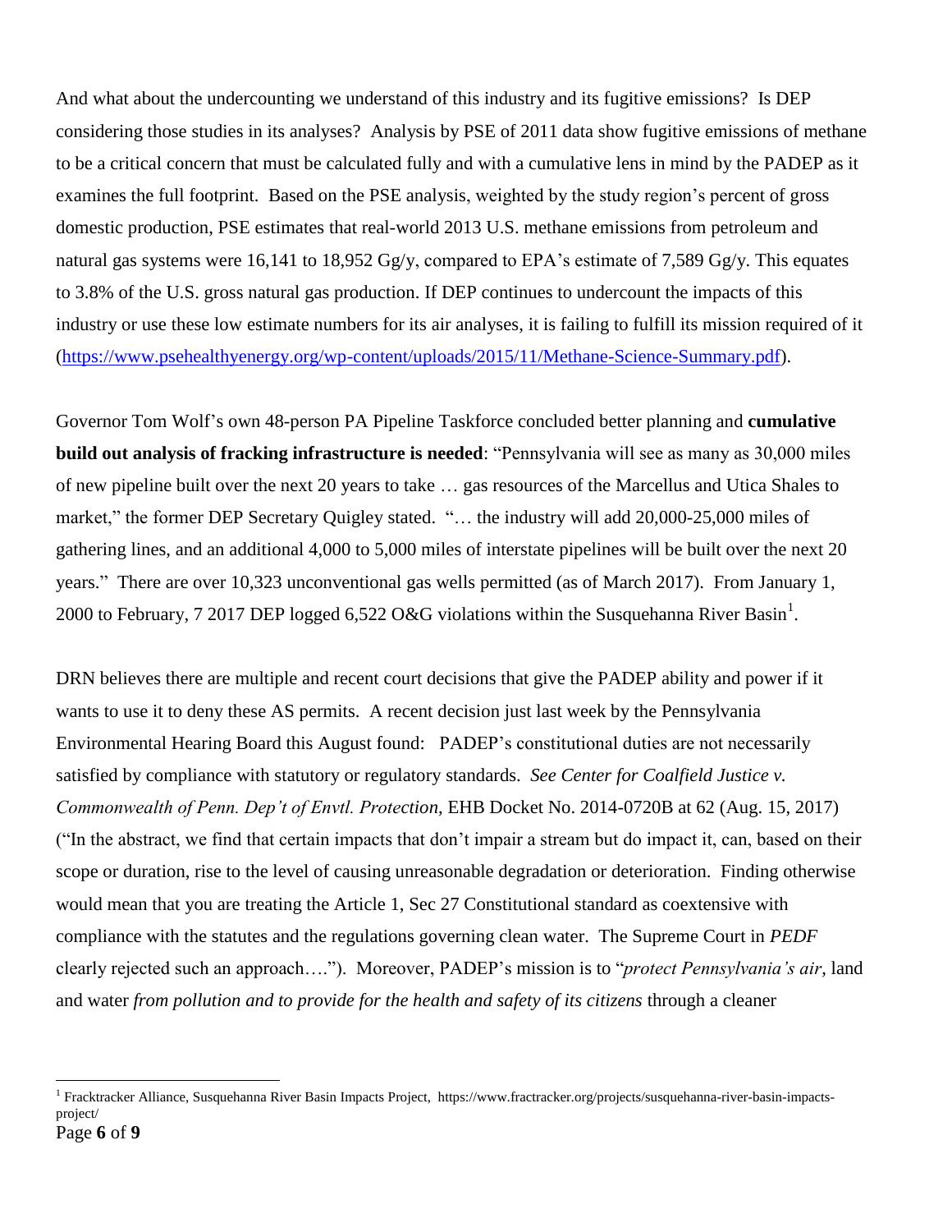And what about the undercounting we understand of this industry and its fugitive emissions? Is DEP considering those studies in its analyses? Analysis by PSE of 2011 data show fugitive emissions of methane to be a critical concern that must be calculated fully and with a cumulative lens in mind by the PADEP as it examines the full footprint. Based on the PSE analysis, weighted by the study region's percent of gross domestic production, PSE estimates that real-world 2013 U.S. methane emissions from petroleum and natural gas systems were 16,141 to 18,952 Gg/y, compared to EPA's estimate of 7,589 Gg/y. This equates to 3.8% of the U.S. gross natural gas production. If DEP continues to undercount the impacts of this industry or use these low estimate numbers for its air analyses, it is failing to fulfill its mission required of it (https://www.psehealthyenergy.org/wp-content/uploads/2015/11/Methane-Science-Summary.pdf).

Governor Tom Wolf's own 48-person PA Pipeline Taskforce concluded better planning and **cumulative build out analysis of fracking infrastructure is needed**: "Pennsylvania will see as many as 30,000 miles of new pipeline built over the next 20 years to take … gas resources of the Marcellus and Utica Shales to market," the former DEP Secretary Quigley stated. "… the industry will add 20,000-25,000 miles of gathering lines, and an additional 4,000 to 5,000 miles of interstate pipelines will be built over the next 20 years." There are over 10,323 unconventional gas wells permitted (as of March 2017). From January 1, 2000 to February, 7 2017 DEP logged 6,522 O&G violations within the Susquehanna River Basin[1].

DRN believes there are multiple and recent court decisions that give the PADEP ability and power if it wants to use it to deny these AS permits. A recent decision just last week by the Pennsylvania Environmental Hearing Board this August found: PADEP's constitutional duties are not necessarily satisfied by compliance with statutory or regulatory standards. *See Center for Coalfield Justice v. Commonwealth of Penn. Dep't of Envtl. Protection*, EHB Docket No. 2014-0720B at 62 (Aug. 15, 2017) ("In the abstract, we find that certain impacts that don't impair a stream but do impact it, can, based on their scope or duration, rise to the level of causing unreasonable degradation or deterioration. Finding otherwise would mean that you are treating the Article 1, Sec 27 Constitutional standard as coextensive with compliance with the statutes and the regulations governing clean water. The Supreme Court in *PEDF* clearly rejected such an approach…."). Moreover, PADEP's mission is to "*protect Pennsylvania's air*, land and water *from pollution and to provide for the health and safety of its citizens* through a cleaner

---

[1] Fracktracker Alliance, Susquehanna River Basin Impacts Project, https://www.fractracker.org/projects/susquehanna-river-basin-impacts-project/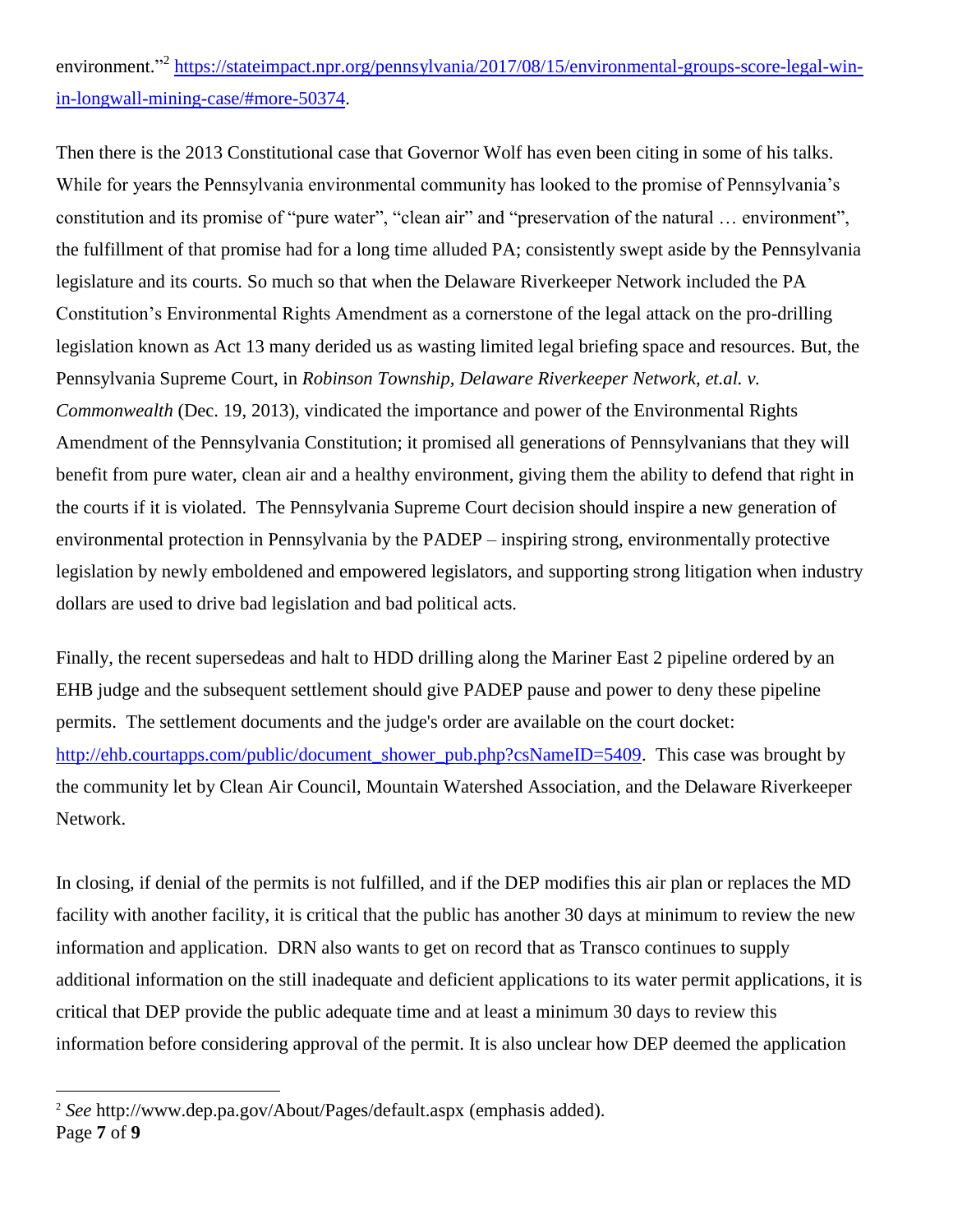environment."[2] https://stateimpact.npr.org/pennsylvania/2017/08/15/environmental-groups-score-legal-win-in-longwall-mining-case/#more-50374.

Then there is the 2013 Constitutional case that Governor Wolf has even been citing in some of his talks. While for years the Pennsylvania environmental community has looked to the promise of Pennsylvania's constitution and its promise of "pure water", "clean air" and "preservation of the natural … environment", the fulfillment of that promise had for a long time alluded PA; consistently swept aside by the Pennsylvania legislature and its courts. So much so that when the Delaware Riverkeeper Network included the PA Constitution's Environmental Rights Amendment as a cornerstone of the legal attack on the pro-drilling legislation known as Act 13 many derided us as wasting limited legal briefing space and resources. But, the Pennsylvania Supreme Court, in *Robinson Township, Delaware Riverkeeper Network, et.al. v. Commonwealth* (Dec. 19, 2013), vindicated the importance and power of the Environmental Rights Amendment of the Pennsylvania Constitution; it promised all generations of Pennsylvanians that they will benefit from pure water, clean air and a healthy environment, giving them the ability to defend that right in the courts if it is violated. The Pennsylvania Supreme Court decision should inspire a new generation of environmental protection in Pennsylvania by the PADEP – inspiring strong, environmentally protective legislation by newly emboldened and empowered legislators, and supporting strong litigation when industry dollars are used to drive bad legislation and bad political acts.

Finally, the recent supersedeas and halt to HDD drilling along the Mariner East 2 pipeline ordered by an EHB judge and the subsequent settlement should give PADEP pause and power to deny these pipeline permits. The settlement documents and the judge's order are available on the court docket: http://ehb.courtapps.com/public/document_shower_pub.php?csNameID=5409. This case was brought by the community let by Clean Air Council, Mountain Watershed Association, and the Delaware Riverkeeper Network.

In closing, if denial of the permits is not fulfilled, and if the DEP modifies this air plan or replaces the MD facility with another facility, it is critical that the public has another 30 days at minimum to review the new information and application. DRN also wants to get on record that as Transco continues to supply additional information on the still inadequate and deficient applications to its water permit applications, it is critical that DEP provide the public adequate time and at least a minimum 30 days to review this information before considering approval of the permit. It is also unclear how DEP deemed the application

[2] *See* http://www.dep.pa.gov/About/Pages/default.aspx (emphasis added).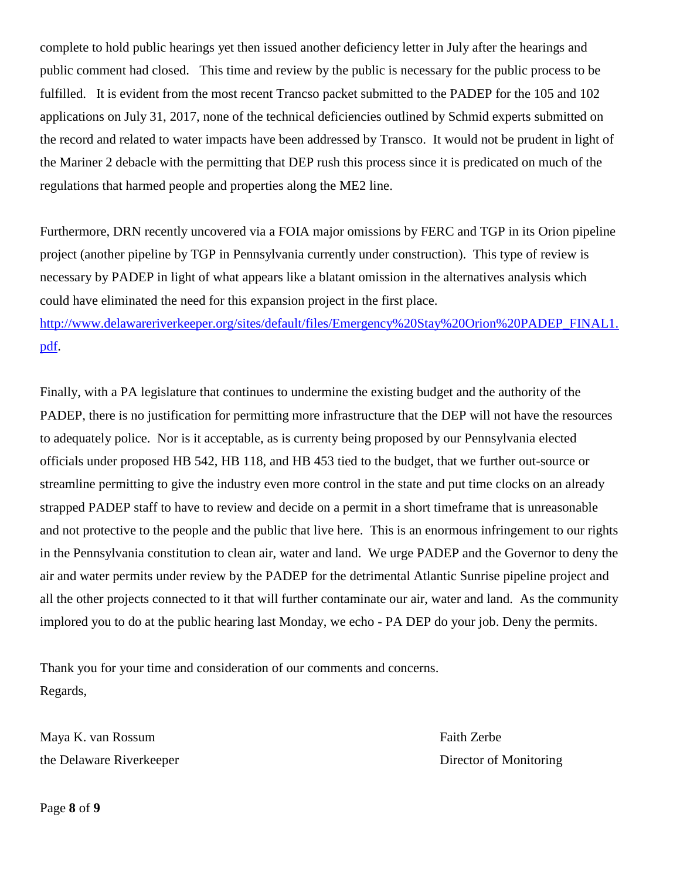complete to hold public hearings yet then issued another deficiency letter in July after the hearings and public comment had closed. This time and review by the public is necessary for the public process to be fulfilled. It is evident from the most recent Trancso packet submitted to the PADEP for the 105 and 102 applications on July 31, 2017, none of the technical deficiencies outlined by Schmid experts submitted on the record and related to water impacts have been addressed by Transco. It would not be prudent in light of the Mariner 2 debacle with the permitting that DEP rush this process since it is predicated on much of the regulations that harmed people and properties along the ME2 line.

Furthermore, DRN recently uncovered via a FOIA major omissions by FERC and TGP in its Orion pipeline project (another pipeline by TGP in Pennsylvania currently under construction). This type of review is necessary by PADEP in light of what appears like a blatant omission in the alternatives analysis which could have eliminated the need for this expansion project in the first place. [http://www.delawareriverkeeper.org/sites/default/files/Emergency%20Stay%20Orion%20PADEP_FINAL1.pdf](http://www.delawareriverkeeper.org/sites/default/files/Emergency%20Stay%20Orion%20PADEP_FINAL1.pdf).

Finally, with a PA legislature that continues to undermine the existing budget and the authority of the PADEP, there is no justification for permitting more infrastructure that the DEP will not have the resources to adequately police. Nor is it acceptable, as is currenty being proposed by our Pennsylvania elected officials under proposed HB 542, HB 118, and HB 453 tied to the budget, that we further out-source or streamline permitting to give the industry even more control in the state and put time clocks on an already strapped PADEP staff to have to review and decide on a permit in a short timeframe that is unreasonable and not protective to the people and the public that live here. This is an enormous infringement to our rights in the Pennsylvania constitution to clean air, water and land. We urge PADEP and the Governor to deny the air and water permits under review by the PADEP for the detrimental Atlantic Sunrise pipeline project and all the other projects connected to it that will further contaminate our air, water and land. As the community implored you to do at the public hearing last Monday, we echo - PA DEP do your job. Deny the permits.

Thank you for your time and consideration of our comments and concerns.
Regards,

Maya K. van Rossum
the Delaware Riverkeeper

Faith Zerbe
Director of Monitoring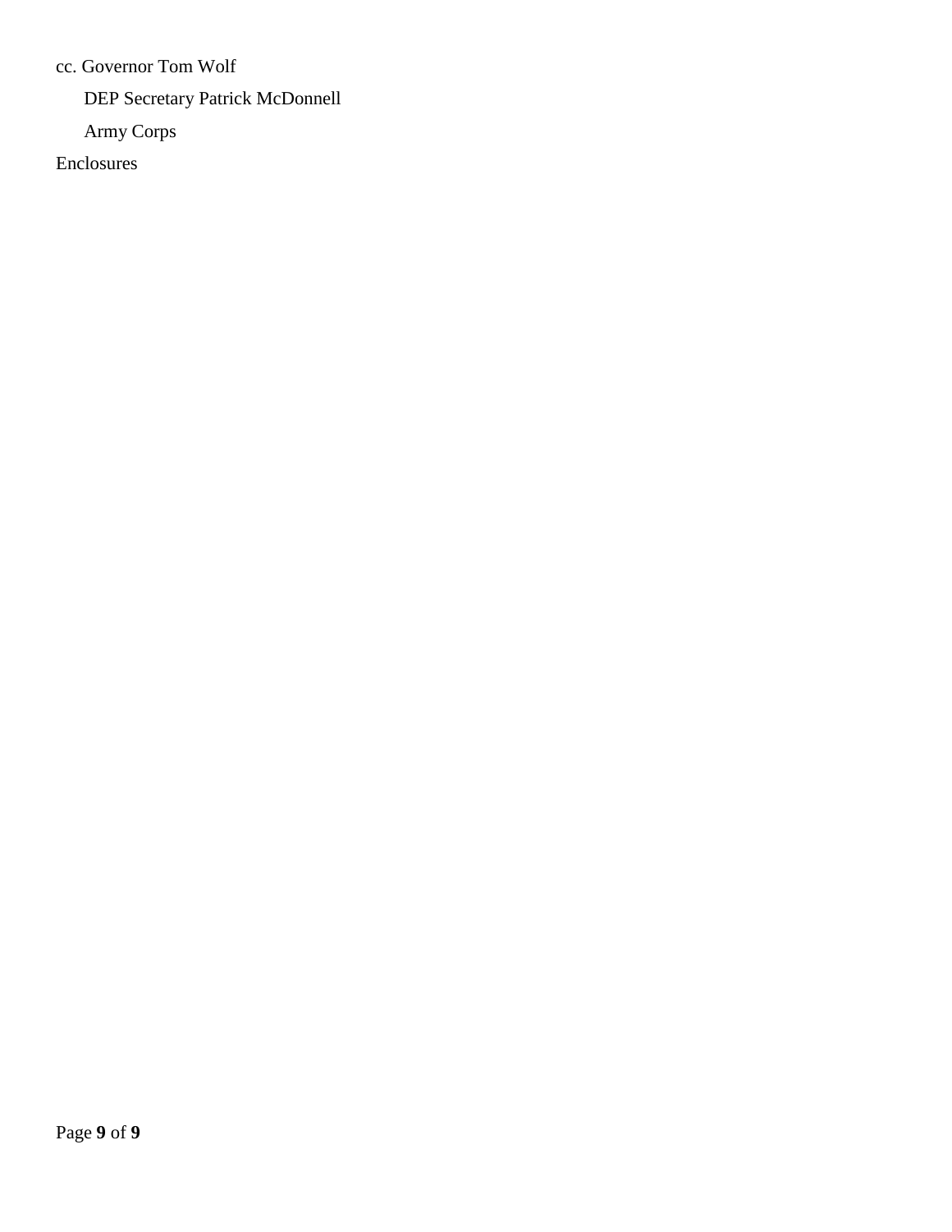cc. Governor Tom Wolf

DEP Secretary Patrick McDonnell

Army Corps

Enclosures